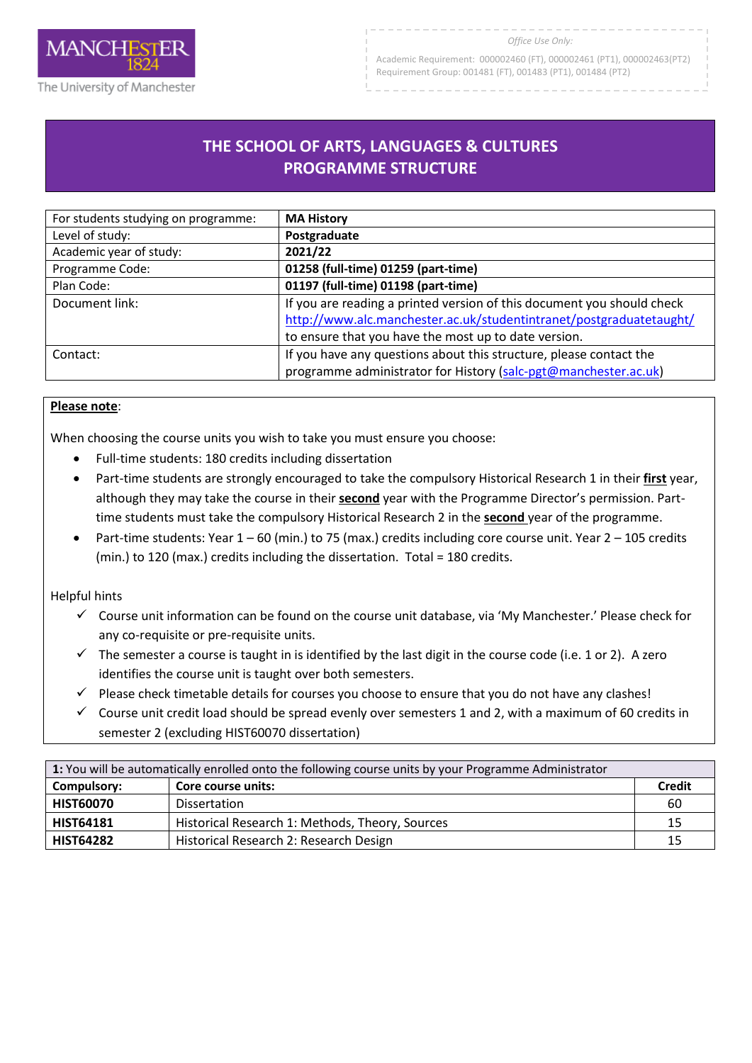MANCHESTER 1824

The University of Manchester

*Office Use Only:*

Academic Requirement: 000002460 (FT), 000002461 (PT1), 000002463(PT2)
Requirement Group: 001481 (FT), 001483 (PT1), 001484 (PT2)

# THE SCHOOL OF ARTS, LANGUAGES & CULTURES
# PROGRAMME STRUCTURE

| For students studying on programme: | **MA History** |
|---|---|
| Level of study: | **Postgraduate** |
| Academic year of study: | **2021/22** |
| Programme Code: | **01258 (full-time) 01259 (part-time)** |
| Plan Code: | **01197 (full-time) 01198 (part-time)** |
| Document link: | If you are reading a printed version of this document you should check http://www.alc.manchester.ac.uk/studentintranet/postgraduatetaught/ to ensure that you have the most up to date version. |
| Contact: | If you have any questions about this structure, please contact the programme administrator for History (salc-pgt@manchester.ac.uk) |

**Please note**:

When choosing the course units you wish to take you must ensure you choose:

- Full-time students: 180 credits including dissertation
- Part-time students are strongly encouraged to take the compulsory Historical Research 1 in their **first** year, although they may take the course in their **second** year with the Programme Director's permission. Part-time students must take the compulsory Historical Research 2 in the **second** year of the programme.
- Part-time students: Year 1 – 60 (min.) to 75 (max.) credits including core course unit. Year 2 – 105 credits (min.) to 120 (max.) credits including the dissertation. Total = 180 credits.

Helpful hints

- ✓ Course unit information can be found on the course unit database, via 'My Manchester.' Please check for any co-requisite or pre-requisite units.
- ✓ The semester a course is taught in is identified by the last digit in the course code (i.e. 1 or 2). A zero identifies the course unit is taught over both semesters.
- ✓ Please check timetable details for courses you choose to ensure that you do not have any clashes!
- ✓ Course unit credit load should be spread evenly over semesters 1 and 2, with a maximum of 60 credits in semester 2 (excluding HIST60070 dissertation)

| **1:** You will be automatically enrolled onto the following course units by your Programme Administrator | | |
|---|---|---|
| **Compulsory:** | **Core course units:** | **Credit** |
| **HIST60070** | Dissertation | 60 |
| **HIST64181** | Historical Research 1: Methods, Theory, Sources | 15 |
| **HIST64282** | Historical Research 2: Research Design | 15 |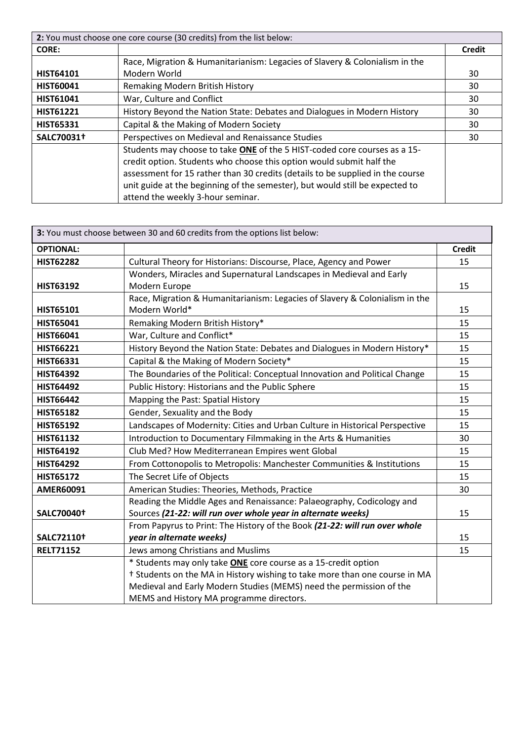| **2:** You must choose one core course (30 credits) from the list below: | | |
|---|---|---|
| **CORE:** | | **Credit** |
| **HIST64101** | Race, Migration & Humanitarianism: Legacies of Slavery & Colonialism in the Modern World | 30 |
| **HIST60041** | Remaking Modern British History | 30 |
| **HIST61041** | War, Culture and Conflict | 30 |
| **HIST61221** | History Beyond the Nation State: Debates and Dialogues in Modern History | 30 |
| **HIST65331** | Capital & the Making of Modern Society | 30 |
| **SALC70031†** | Perspectives on Medieval and Renaissance Studies | 30 |
| | Students may choose to take **ONE** of the 5 HIST-coded core courses as a 15-credit option. Students who choose this option would submit half the assessment for 15 rather than 30 credits (details to be supplied in the course unit guide at the beginning of the semester), but would still be expected to attend the weekly 3-hour seminar. | |

| **3:** You must choose between 30 and 60 credits from the options list below: | | |
|---|---|---|
| **OPTIONAL:** | | **Credit** |
| **HIST62282** | Cultural Theory for Historians: Discourse, Place, Agency and Power | 15 |
| **HIST63192** | Wonders, Miracles and Supernatural Landscapes in Medieval and Early Modern Europe | 15 |
| **HIST65101** | Race, Migration & Humanitarianism: Legacies of Slavery & Colonialism in the Modern World* | 15 |
| **HIST65041** | Remaking Modern British History* | 15 |
| **HIST66041** | War, Culture and Conflict* | 15 |
| **HIST66221** | History Beyond the Nation State: Debates and Dialogues in Modern History* | 15 |
| **HIST66331** | Capital & the Making of Modern Society* | 15 |
| **HIST64392** | The Boundaries of the Political: Conceptual Innovation and Political Change | 15 |
| **HIST64492** | Public History: Historians and the Public Sphere | 15 |
| **HIST66442** | Mapping the Past: Spatial History | 15 |
| **HIST65182** | Gender, Sexuality and the Body | 15 |
| **HIST65192** | Landscapes of Modernity: Cities and Urban Culture in Historical Perspective | 15 |
| **HIST61132** | Introduction to Documentary Filmmaking in the Arts & Humanities | 30 |
| **HIST64192** | Club Med? How Mediterranean Empires went Global | 15 |
| **HIST64292** | From Cottonopolis to Metropolis: Manchester Communities & Institutions | 15 |
| **HIST65172** | The Secret Life of Objects | 15 |
| **AMER60091** | American Studies: Theories, Methods, Practice | 30 |
| **SALC70040†** | Reading the Middle Ages and Renaissance: Palaeography, Codicology and Sources ***(21-22: will run over whole year in alternate weeks)*** | 15 |
| **SALC72110†** | From Papyrus to Print: The History of the Book ***(21-22: will run over whole year in alternate weeks)*** | 15 |
| **RELT71152** | Jews among Christians and Muslims | 15 |
| | * Students may only take **ONE** core course as a 15-credit option<br>† Students on the MA in History wishing to take more than one course in MA Medieval and Early Modern Studies (MEMS) need the permission of the MEMS and History MA programme directors. | |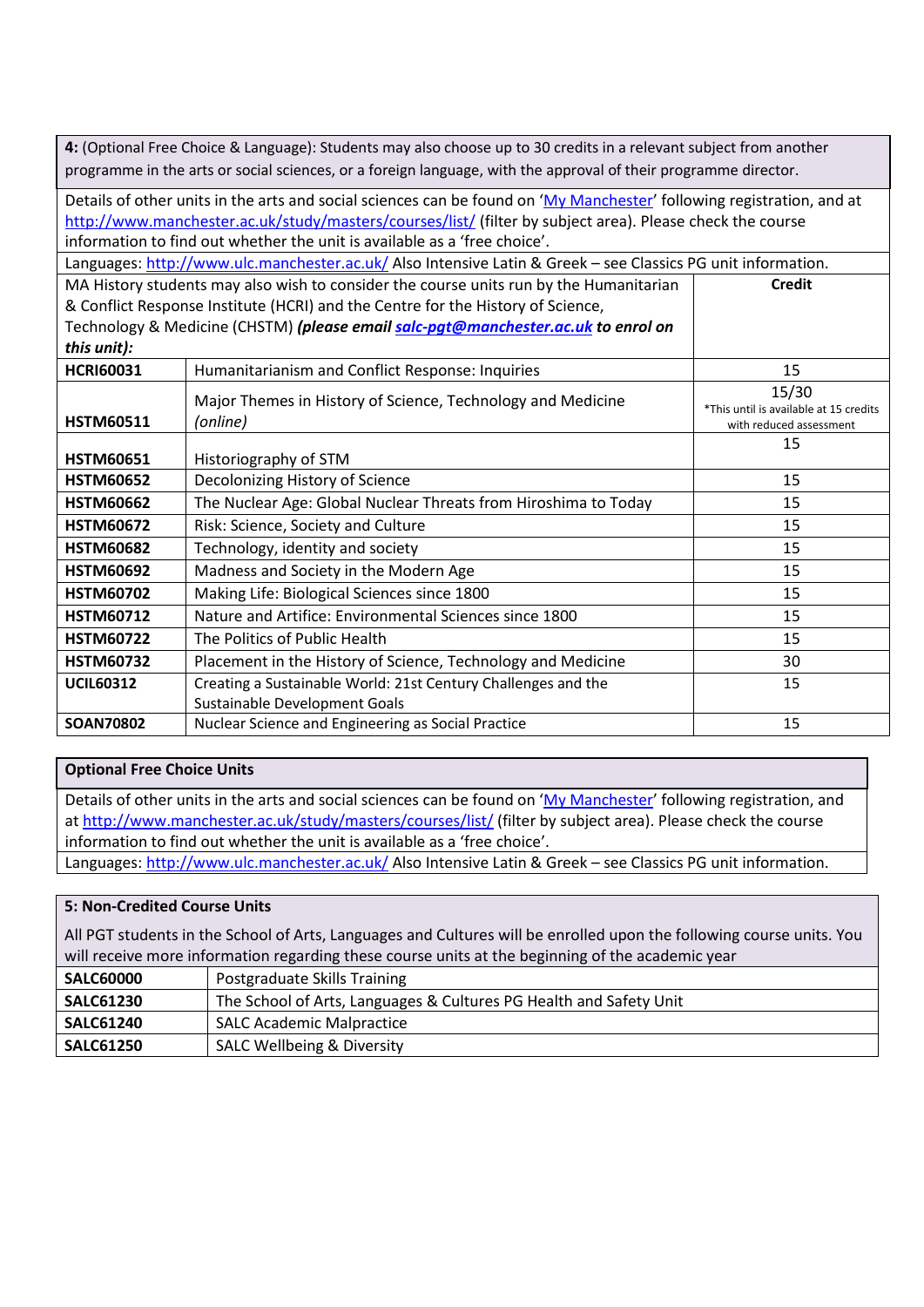| **4:** (Optional Free Choice & Language): Students may also choose up to 30 credits in a relevant subject from another programme in the arts or social sciences, or a foreign language, with the approval of their programme director. | | |
|---|---|---|
| Details of other units in the arts and social sciences can be found on '[My Manchester](#)' following registration, and at http://www.manchester.ac.uk/study/masters/courses/list/ (filter by subject area). Please check the course information to find out whether the unit is available as a 'free choice'. | | |
| Languages: http://www.ulc.manchester.ac.uk/ Also Intensive Latin & Greek – see Classics PG unit information. | | |
| MA History students may also wish to consider the course units run by the Humanitarian & Conflict Response Institute (HCRI) and the Centre for the History of Science, Technology & Medicine (CHSTM) ***(please email salc-pgt@manchester.ac.uk to enrol on this unit):*** | | **Credit** |
| **HCRI60031** | Humanitarianism and Conflict Response: Inquiries | 15 |
| **HSTM60511** | Major Themes in History of Science, Technology and Medicine *(online)* | 15/30 *This until is available at 15 credits with reduced assessment |
| **HSTM60651** | Historiography of STM | 15 |
| **HSTM60652** | Decolonizing History of Science | 15 |
| **HSTM60662** | The Nuclear Age: Global Nuclear Threats from Hiroshima to Today | 15 |
| **HSTM60672** | Risk: Science, Society and Culture | 15 |
| **HSTM60682** | Technology, identity and society | 15 |
| **HSTM60692** | Madness and Society in the Modern Age | 15 |
| **HSTM60702** | Making Life: Biological Sciences since 1800 | 15 |
| **HSTM60712** | Nature and Artifice: Environmental Sciences since 1800 | 15 |
| **HSTM60722** | The Politics of Public Health | 15 |
| **HSTM60732** | Placement in the History of Science, Technology and Medicine | 30 |
| **UCIL60312** | Creating a Sustainable World: 21st Century Challenges and the Sustainable Development Goals | 15 |
| **SOAN70802** | Nuclear Science and Engineering as Social Practice | 15 |

| **Optional Free Choice Units** |
|---|
| Details of other units in the arts and social sciences can be found on '[My Manchester](#)' following registration, and at http://www.manchester.ac.uk/study/masters/courses/list/ (filter by subject area). Please check the course information to find out whether the unit is available as a 'free choice'. |
| Languages: http://www.ulc.manchester.ac.uk/ Also Intensive Latin & Greek – see Classics PG unit information. |

| **5: Non-Credited Course Units** | |
|---|---|
| All PGT students in the School of Arts, Languages and Cultures will be enrolled upon the following course units. You will receive more information regarding these course units at the beginning of the academic year | |
| **SALC60000** | Postgraduate Skills Training |
| **SALC61230** | The School of Arts, Languages & Cultures PG Health and Safety Unit |
| **SALC61240** | SALC Academic Malpractice |
| **SALC61250** | SALC Wellbeing & Diversity |